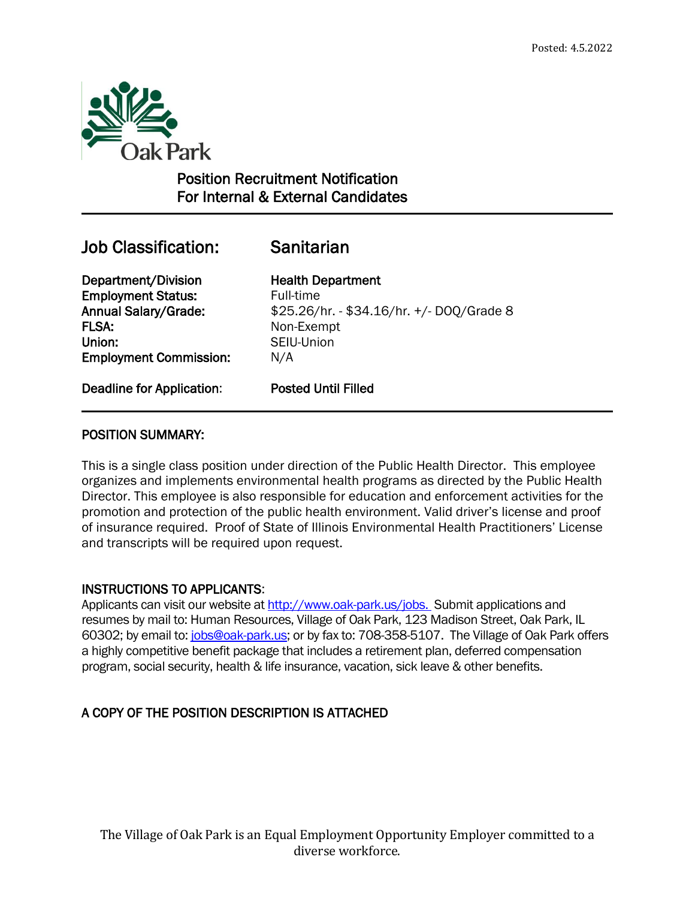Posted: 4.5.2022

Oak Park

## Position Recruitment Notification
## For Internal & External Candidates

---

| Job Classification: | Sanitarian |
| --- | --- |
| **Department/Division** | **Health Department** |
| **Employment Status:** | Full-time |
| **Annual Salary/Grade:** | $25.26/hr. - $34.16/hr. +/- DOQ/Grade 8 |
| **FLSA:** | Non-Exempt |
| **Union:** | SEIU-Union |
| **Employment Commission:** | N/A |
| **Deadline for Application:** | **Posted Until Filled** |

---

### POSITION SUMMARY:

This is a single class position under direction of the Public Health Director. This employee organizes and implements environmental health programs as directed by the Public Health Director. This employee is also responsible for education and enforcement activities for the promotion and protection of the public health environment. Valid driver's license and proof of insurance required. Proof of State of Illinois Environmental Health Practitioners' License and transcripts will be required upon request.

### INSTRUCTIONS TO APPLICANTS:

Applicants can visit our website at http://www.oak-park.us/jobs. Submit applications and resumes by mail to: Human Resources, Village of Oak Park, 123 Madison Street, Oak Park, IL 60302; by email to: jobs@oak-park.us; or by fax to: 708-358-5107. The Village of Oak Park offers a highly competitive benefit package that includes a retirement plan, deferred compensation program, social security, health & life insurance, vacation, sick leave & other benefits.

### A COPY OF THE POSITION DESCRIPTION IS ATTACHED

The Village of Oak Park is an Equal Employment Opportunity Employer committed to a diverse workforce.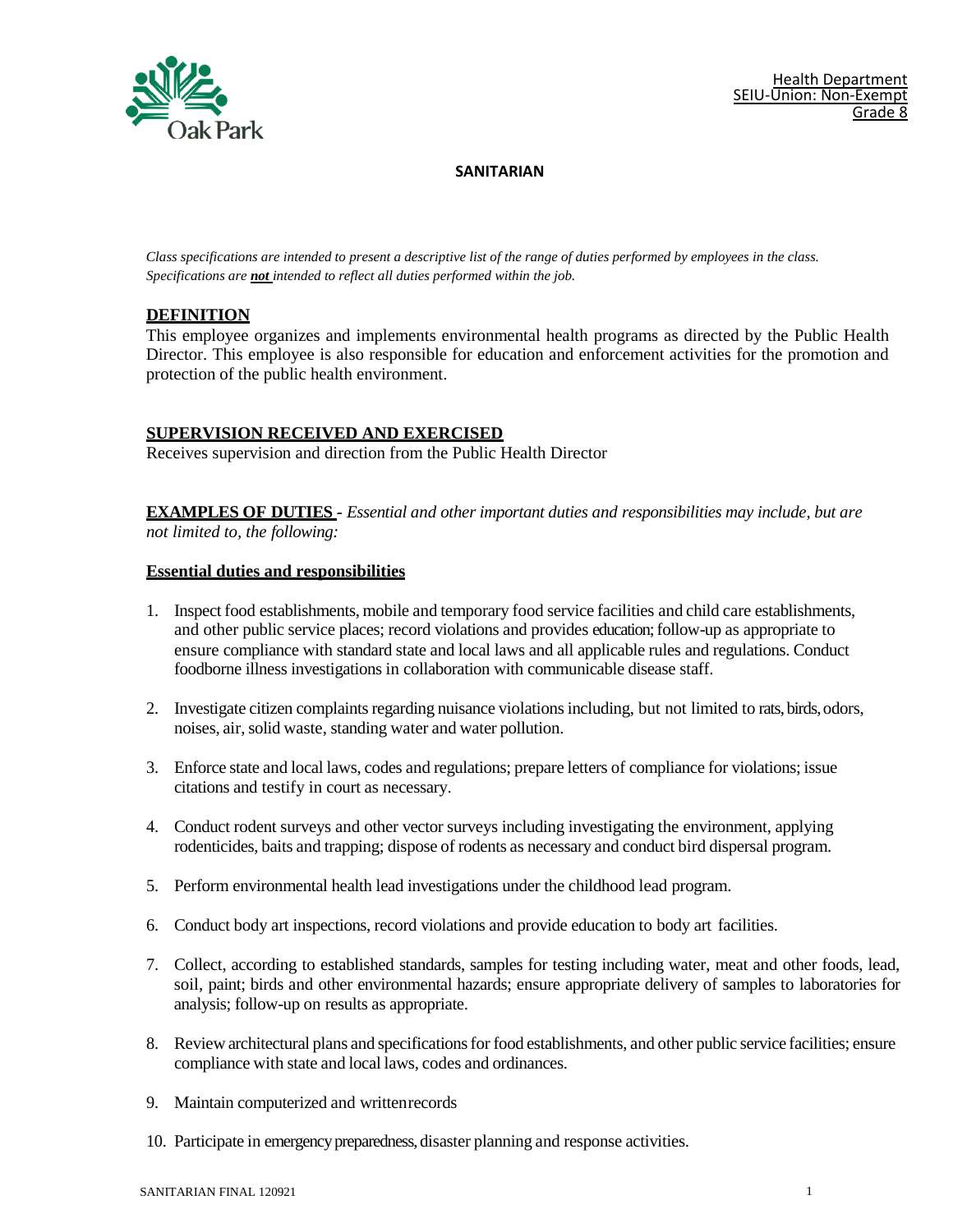Health Department
SEIU-Union: Non-Exempt
Grade 8

# SANITARIAN

*Class specifications are intended to present a descriptive list of the range of duties performed by employees in the class. Specifications are **not** intended to reflect all duties performed within the job.*

## DEFINITION

This employee organizes and implements environmental health programs as directed by the Public Health Director. This employee is also responsible for education and enforcement activities for the promotion and protection of the public health environment.

## SUPERVISION RECEIVED AND EXERCISED

Receives supervision and direction from the Public Health Director

**EXAMPLES OF DUTIES** - *Essential and other important duties and responsibilities may include, but are not limited to, the following:*

### Essential duties and responsibilities

1. Inspect food establishments, mobile and temporary food service facilities and child care establishments, and other public service places; record violations and provides education; follow-up as appropriate to ensure compliance with standard state and local laws and all applicable rules and regulations. Conduct foodborne illness investigations in collaboration with communicable disease staff.

2. Investigate citizen complaints regarding nuisance violations including, but not limited to rats, birds, odors, noises, air, solid waste, standing water and water pollution.

3. Enforce state and local laws, codes and regulations; prepare letters of compliance for violations; issue citations and testify in court as necessary.

4. Conduct rodent surveys and other vector surveys including investigating the environment, applying rodenticides, baits and trapping; dispose of rodents as necessary and conduct bird dispersal program.

5. Perform environmental health lead investigations under the childhood lead program.

6. Conduct body art inspections, record violations and provide education to body art facilities.

7. Collect, according to established standards, samples for testing including water, meat and other foods, lead, soil, paint; birds and other environmental hazards; ensure appropriate delivery of samples to laboratories for analysis; follow-up on results as appropriate.

8. Review architectural plans and specifications for food establishments, and other public service facilities; ensure compliance with state and local laws, codes and ordinances.

9. Maintain computerized and written records

10. Participate in emergency preparedness, disaster planning and response activities.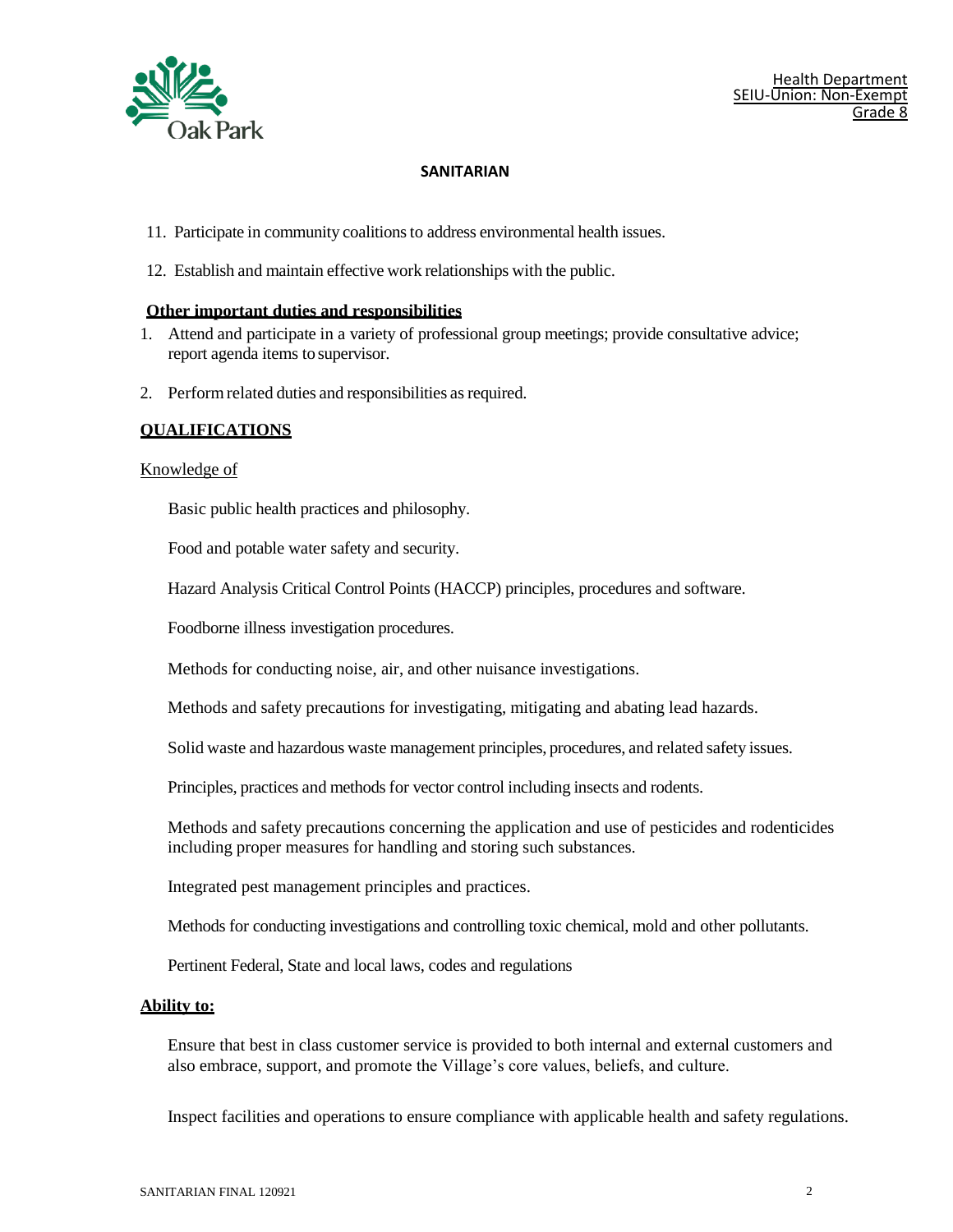11. Participate in community coalitions to address environmental health issues.

12. Establish and maintain effective work relationships with the public.

**Other important duties and responsibilities**

1. Attend and participate in a variety of professional group meetings; provide consultative advice; report agenda items to supervisor.

2. Perform related duties and responsibilities as required.

## QUALIFICATIONS

Knowledge of

Basic public health practices and philosophy.

Food and potable water safety and security.

Hazard Analysis Critical Control Points (HACCP) principles, procedures and software.

Foodborne illness investigation procedures.

Methods for conducting noise, air, and other nuisance investigations.

Methods and safety precautions for investigating, mitigating and abating lead hazards.

Solid waste and hazardous waste management principles, procedures, and related safety issues.

Principles, practices and methods for vector control including insects and rodents.

Methods and safety precautions concerning the application and use of pesticides and rodenticides including proper measures for handling and storing such substances.

Integrated pest management principles and practices.

Methods for conducting investigations and controlling toxic chemical, mold and other pollutants.

Pertinent Federal, State and local laws, codes and regulations

**Ability to:**

Ensure that best in class customer service is provided to both internal and external customers and also embrace, support, and promote the Village's core values, beliefs, and culture.

Inspect facilities and operations to ensure compliance with applicable health and safety regulations.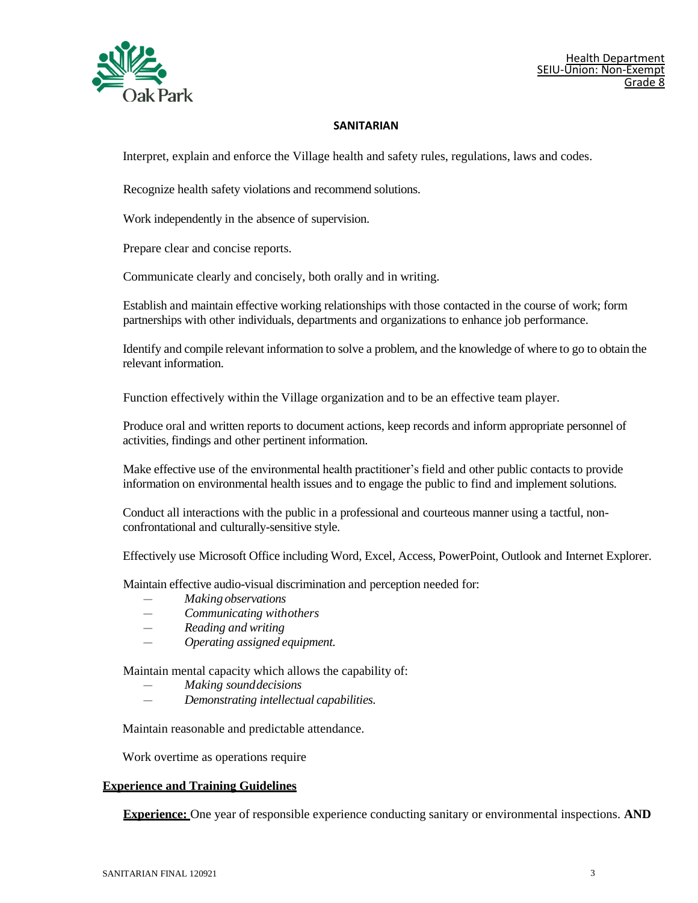Health Department
SEIU-Union: Non-Exempt
Grade 8

**SANITARIAN**

Interpret, explain and enforce the Village health and safety rules, regulations, laws and codes.

Recognize health safety violations and recommend solutions.

Work independently in the absence of supervision.

Prepare clear and concise reports.

Communicate clearly and concisely, both orally and in writing.

Establish and maintain effective working relationships with those contacted in the course of work; form partnerships with other individuals, departments and organizations to enhance job performance.

Identify and compile relevant information to solve a problem, and the knowledge of where to go to obtain the relevant information.

Function effectively within the Village organization and to be an effective team player.

Produce oral and written reports to document actions, keep records and inform appropriate personnel of activities, findings and other pertinent information.

Make effective use of the environmental health practitioner's field and other public contacts to provide information on environmental health issues and to engage the public to find and implement solutions.

Conduct all interactions with the public in a professional and courteous manner using a tactful, non-confrontational and culturally-sensitive style.

Effectively use Microsoft Office including Word, Excel, Access, PowerPoint, Outlook and Internet Explorer.

Maintain effective audio-visual discrimination and perception needed for:

- *Making observations*
- *Communicating with others*
- *Reading and writing*
- *Operating assigned equipment.*

Maintain mental capacity which allows the capability of:

- *Making sound decisions*
- *Demonstrating intellectual capabilities.*

Maintain reasonable and predictable attendance.

Work overtime as operations require

## Experience and Training Guidelines

**Experience:** One year of responsible experience conducting sanitary or environmental inspections. **AND**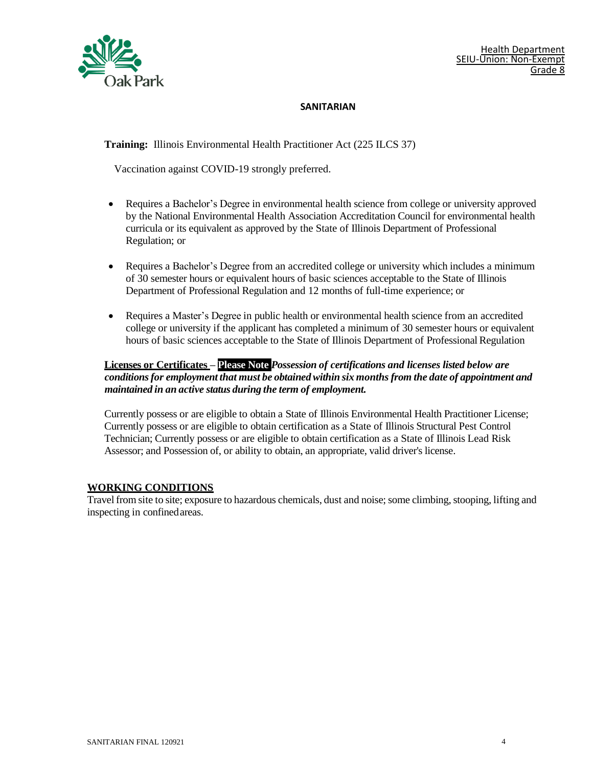Health Department
SEIU-Union: Non-Exempt
Grade 8

**SANITARIAN**

**Training:** Illinois Environmental Health Practitioner Act (225 ILCS 37)

Vaccination against COVID-19 strongly preferred.

- Requires a Bachelor's Degree in environmental health science from college or university approved by the National Environmental Health Association Accreditation Council for environmental health curricula or its equivalent as approved by the State of Illinois Department of Professional Regulation; or
- Requires a Bachelor's Degree from an accredited college or university which includes a minimum of 30 semester hours or equivalent hours of basic sciences acceptable to the State of Illinois Department of Professional Regulation and 12 months of full-time experience; or
- Requires a Master's Degree in public health or environmental health science from an accredited college or university if the applicant has completed a minimum of 30 semester hours or equivalent hours of basic sciences acceptable to the State of Illinois Department of Professional Regulation

**Licenses or Certificates – Please Note** ***Possession of certifications and licenses listed below are conditions for employment that must be obtained within six months from the date of appointment and maintained in an active status during the term of employment.***

Currently possess or are eligible to obtain a State of Illinois Environmental Health Practitioner License; Currently possess or are eligible to obtain certification as a State of Illinois Structural Pest Control Technician; Currently possess or are eligible to obtain certification as a State of Illinois Lead Risk Assessor; and Possession of, or ability to obtain, an appropriate, valid driver's license.

## WORKING CONDITIONS

Travel from site to site; exposure to hazardous chemicals, dust and noise; some climbing, stooping, lifting and inspecting in confined areas.